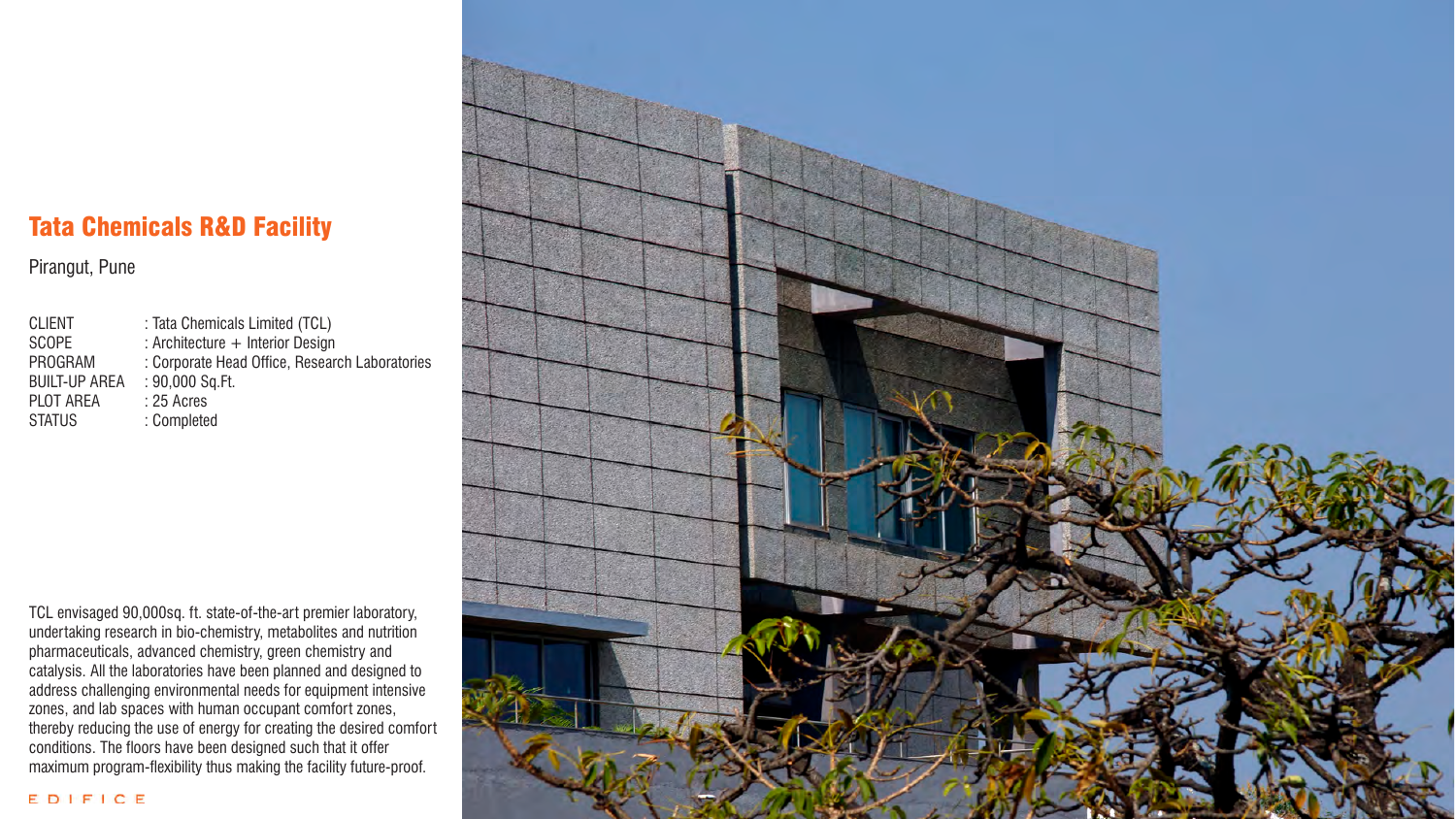# Tata Chemicals R&D Facility

Pirangut, Pune

| | |
|---|---|
| CLIENT | : Tata Chemicals Limited (TCL) |
| SCOPE | : Architecture + Interior Design |
| PROGRAM | : Corporate Head Office, Research Laboratories |
| BUILT-UP AREA | : 90,000 Sq.Ft. |
| PLOT AREA | : 25 Acres |
| STATUS | : Completed |

TCL envisaged 90,000sq. ft. state-of-the-art premier laboratory, undertaking research in bio-chemistry, metabolites and nutrition pharmaceuticals, advanced chemistry, green chemistry and catalysis. All the laboratories have been planned and designed to address challenging environmental needs for equipment intensive zones, and lab spaces with human occupant comfort zones, thereby reducing the use of energy for creating the desired comfort conditions. The floors have been designed such that it offer maximum program-flexibility thus making the facility future-proof.

EDIFICE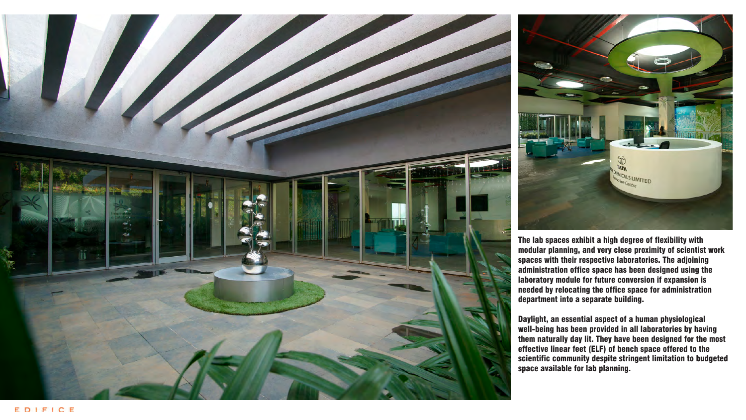The lab spaces exhibit a high degree of flexibility with modular planning, and very close proximity of scientist work spaces with their respective laboratories. The adjoining administration office space has been designed using the laboratory module for future conversion if expansion is needed by relocating the office space for administration department into a separate building.

Daylight, an essential aspect of a human physiological well-being has been provided in all laboratories by having them naturally day lit. They have been designed for the most effective linear feet (ELF) of bench space offered to the scientific community despite stringent limitation to budgeted space available for lab planning.